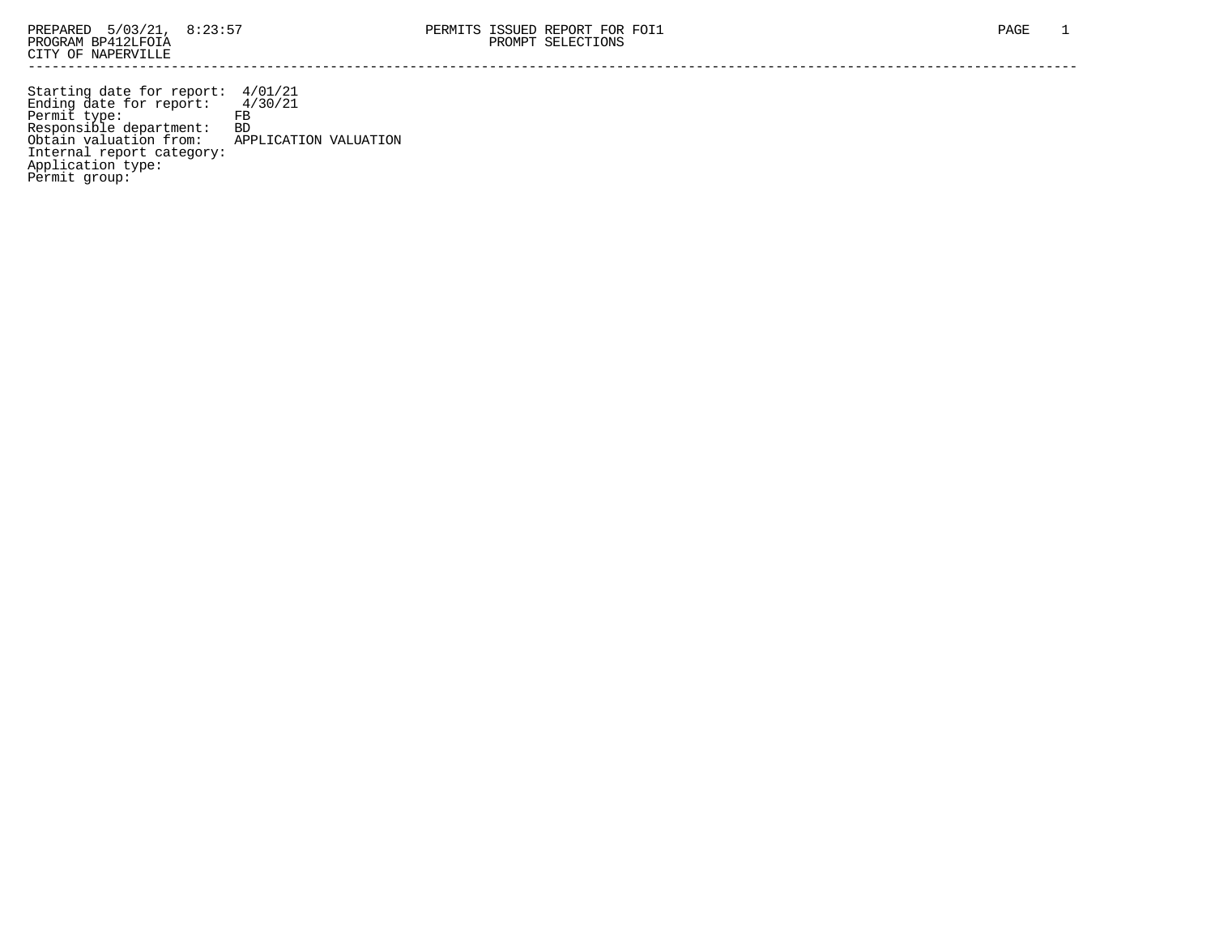PREPARED 5/03/21, 8:23:57 PROGRAM BP412LFOIA CITY OF NAPERVILLE

# PERMITS ISSUED REPORT FOR FOI1

## PROMPT SELECTIONS

---

Starting date for report: 4/01/21
Ending date for report: 4/30/21
Permit type: FB
Responsible department: BD
Obtain valuation from: APPLICATION VALUATION
Internal report category:
Application type:
Permit group: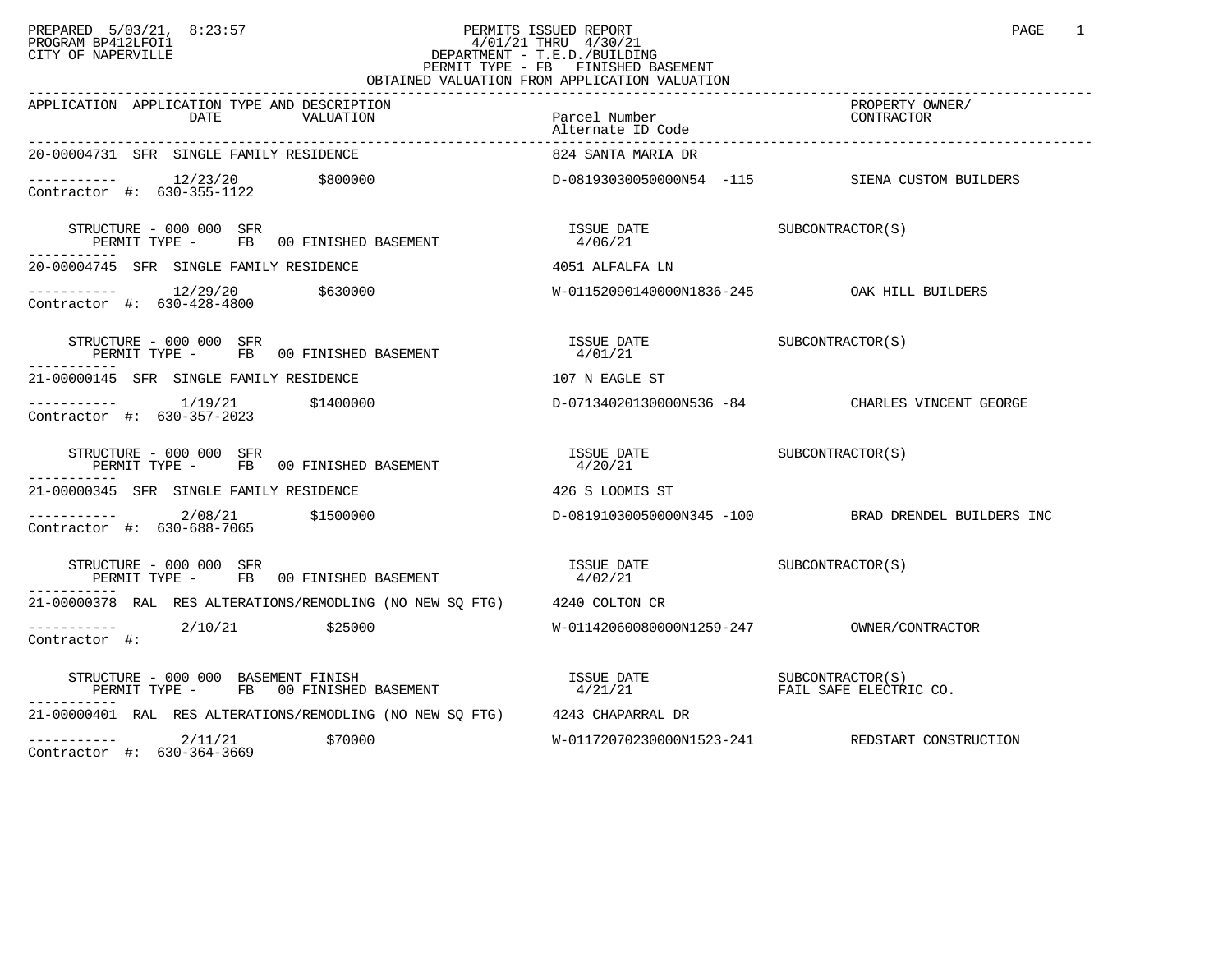PREPARED 5/03/21, 8:23:57
PROGRAM BP412LFOI1
CITY OF NAPERVILLE

PERMITS ISSUED REPORT
4/01/21 THRU 4/30/21
DEPARTMENT - T.E.D./BUILDING
PERMIT TYPE - FB FINISHED BASEMENT
OBTAINED VALUATION FROM APPLICATION VALUATION

| APPLICATION | APPLICATION TYPE AND DESCRIPTION / DATE / VALUATION | Parcel Number / Alternate ID Code | PROPERTY OWNER/ CONTRACTOR |
|---|---|---|---|
| 20-00004731 | SFR SINGLE FAMILY RESIDENCE | 824 SANTA MARIA DR | |
| ----------- | 12/23/20 $800000 | D-08193030050000N54 -115 | SIENA CUSTOM BUILDERS |
| Contractor #: 630-355-1122 | | | |
| | STRUCTURE - 000 000 SFR / PERMIT TYPE - FB 00 FINISHED BASEMENT | ISSUE DATE 4/06/21 | SUBCONTRACTOR(S) |
| 20-00004745 | SFR SINGLE FAMILY RESIDENCE | 4051 ALFALFA LN | |
| ----------- | 12/29/20 $630000 | W-01152090140000N1836-245 | OAK HILL BUILDERS |
| Contractor #: 630-428-4800 | | | |
| | STRUCTURE - 000 000 SFR / PERMIT TYPE - FB 00 FINISHED BASEMENT | ISSUE DATE 4/01/21 | SUBCONTRACTOR(S) |
| 21-00000145 | SFR SINGLE FAMILY RESIDENCE | 107 N EAGLE ST | |
| ----------- | 1/19/21 $1400000 | D-07134020130000N536 -84 | CHARLES VINCENT GEORGE |
| Contractor #: 630-357-2023 | | | |
| | STRUCTURE - 000 000 SFR / PERMIT TYPE - FB 00 FINISHED BASEMENT | ISSUE DATE 4/20/21 | SUBCONTRACTOR(S) |
| 21-00000345 | SFR SINGLE FAMILY RESIDENCE | 426 S LOOMIS ST | |
| ----------- | 2/08/21 $1500000 | D-08191030050000N345 -100 | BRAD DRENDEL BUILDERS INC |
| Contractor #: 630-688-7065 | | | |
| | STRUCTURE - 000 000 SFR / PERMIT TYPE - FB 00 FINISHED BASEMENT | ISSUE DATE 4/02/21 | SUBCONTRACTOR(S) |
| 21-00000378 | RAL RES ALTERATIONS/REMODLING (NO NEW SQ FTG) | 4240 COLTON CR | |
| ----------- | 2/10/21 $25000 | W-01142060080000N1259-247 | OWNER/CONTRACTOR |
| Contractor #: | | | |
| | STRUCTURE - 000 000 BASEMENT FINISH / PERMIT TYPE - FB 00 FINISHED BASEMENT | ISSUE DATE 4/21/21 | SUBCONTRACTOR(S) FAIL SAFE ELECTRIC CO. |
| 21-00000401 | RAL RES ALTERATIONS/REMODLING (NO NEW SQ FTG) | 4243 CHAPARRAL DR | |
| ----------- | 2/11/21 $70000 | W-01172070230000N1523-241 | REDSTART CONSTRUCTION |
| Contractor #: 630-364-3669 | | | |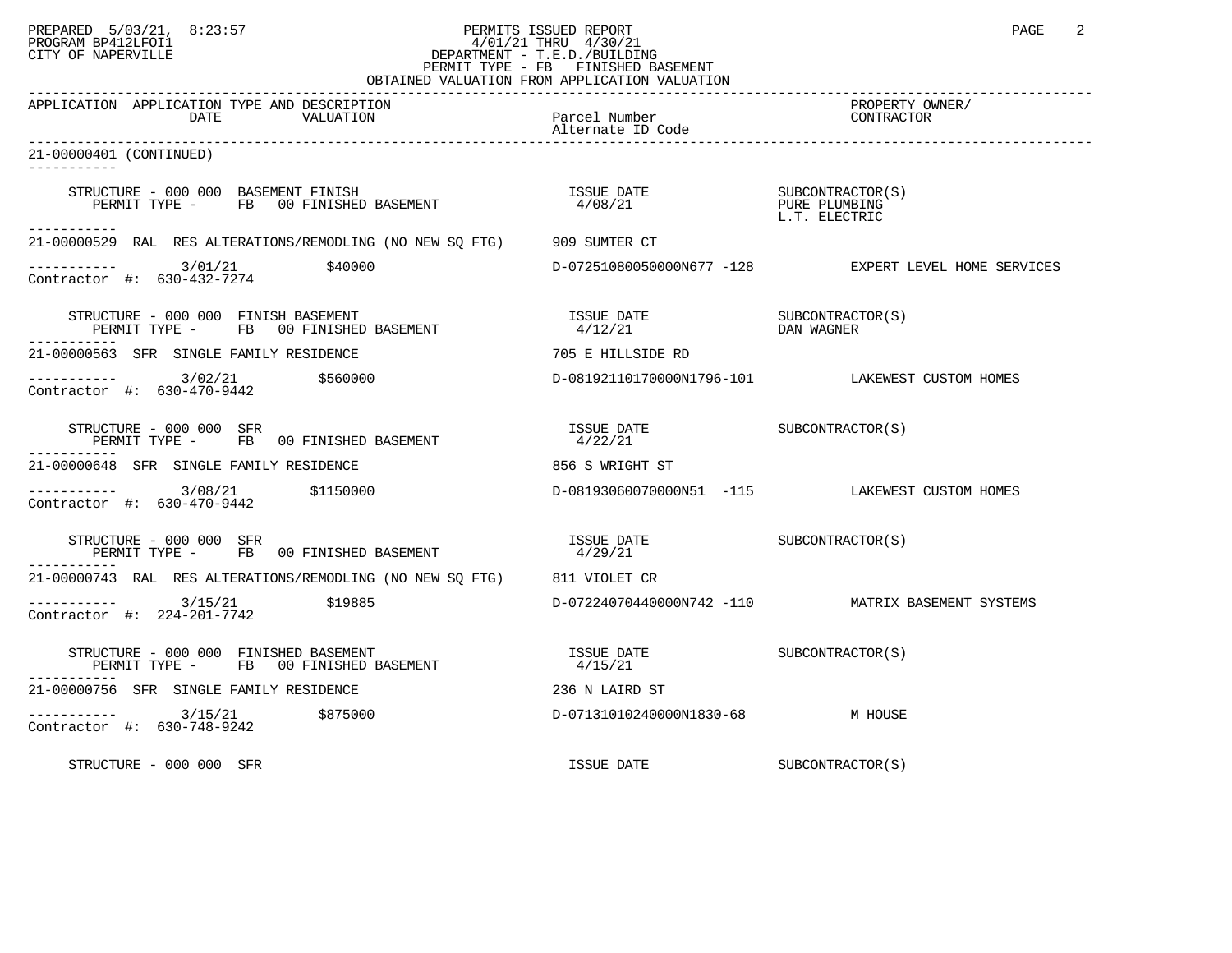PREPARED 5/03/21, 8:23:57 PERMITS ISSUED REPORT
PROGRAM BP412LFOI1 4/01/21 THRU 4/30/21
CITY OF NAPERVILLE DEPARTMENT - T.E.D./BUILDING
PERMIT TYPE - FB FINISHED BASEMENT
OBTAINED VALUATION FROM APPLICATION VALUATION

| APPLICATION | APPLICATION TYPE AND DESCRIPTION DATE VALUATION | Parcel Number Alternate ID Code | PROPERTY OWNER/ CONTRACTOR |
|---|---|---|---|
| 21-00000401 (CONTINUED) | | | |
| | STRUCTURE - 000 000 BASEMENT FINISH<br>PERMIT TYPE - FB 00 FINISHED BASEMENT | ISSUE DATE<br>4/08/21 | SUBCONTRACTOR(S)<br>PURE PLUMBING<br>L.T. ELECTRIC |
| 21-00000529 | RAL RES ALTERATIONS/REMODLING (NO NEW SQ FTG) | 909 SUMTER CT | |
| | 3/01/21 $40000 | D-07251080050000N677 -128 | EXPERT LEVEL HOME SERVICES |
| Contractor #: 630-432-7274 | | | |
| | STRUCTURE - 000 000 FINISH BASEMENT<br>PERMIT TYPE - FB 00 FINISHED BASEMENT | ISSUE DATE<br>4/12/21 | SUBCONTRACTOR(S)<br>DAN WAGNER |
| 21-00000563 | SFR SINGLE FAMILY RESIDENCE | 705 E HILLSIDE RD | |
| | 3/02/21 $560000 | D-08192110170000N1796-101 | LAKEWEST CUSTOM HOMES |
| Contractor #: 630-470-9442 | | | |
| | STRUCTURE - 000 000 SFR<br>PERMIT TYPE - FB 00 FINISHED BASEMENT | ISSUE DATE<br>4/22/21 | SUBCONTRACTOR(S) |
| 21-00000648 | SFR SINGLE FAMILY RESIDENCE | 856 S WRIGHT ST | |
| | 3/08/21 $1150000 | D-08193060070000N51 -115 | LAKEWEST CUSTOM HOMES |
| Contractor #: 630-470-9442 | | | |
| | STRUCTURE - 000 000 SFR<br>PERMIT TYPE - FB 00 FINISHED BASEMENT | ISSUE DATE<br>4/29/21 | SUBCONTRACTOR(S) |
| 21-00000743 | RAL RES ALTERATIONS/REMODLING (NO NEW SQ FTG) | 811 VIOLET CR | |
| | 3/15/21 $19885 | D-07224070440000N742 -110 | MATRIX BASEMENT SYSTEMS |
| Contractor #: 224-201-7742 | | | |
| | STRUCTURE - 000 000 FINISHED BASEMENT<br>PERMIT TYPE - FB 00 FINISHED BASEMENT | ISSUE DATE<br>4/15/21 | SUBCONTRACTOR(S) |
| 21-00000756 | SFR SINGLE FAMILY RESIDENCE | 236 N LAIRD ST | |
| | 3/15/21 $875000 | D-07131010240000N1830-68 | M HOUSE |
| Contractor #: 630-748-9242 | | | |
| | STRUCTURE - 000 000 SFR | ISSUE DATE | SUBCONTRACTOR(S) |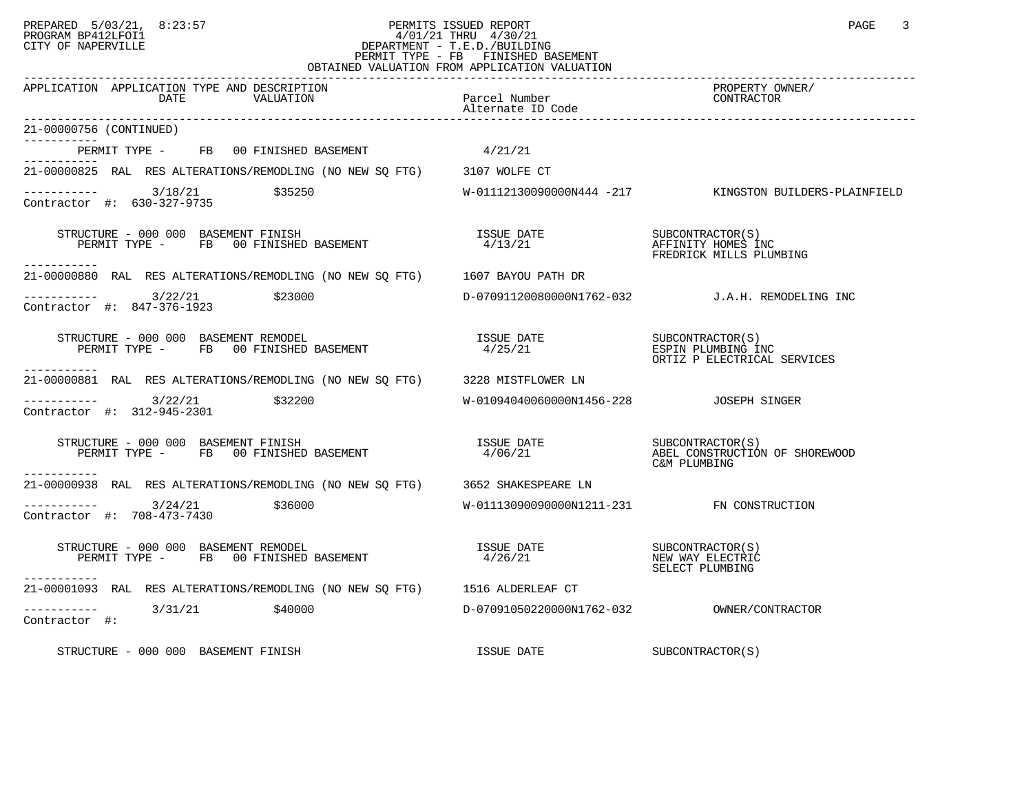PREPARED 5/03/21, 8:23:57
PROGRAM BP412LFOI1
CITY OF NAPERVILLE

PERMITS ISSUED REPORT
4/01/21 THRU 4/30/21
DEPARTMENT - T.E.D./BUILDING
PERMIT TYPE - FB FINISHED BASEMENT
OBTAINED VALUATION FROM APPLICATION VALUATION

| APPLICATION | APPLICATION TYPE AND DESCRIPTION DATE VALUATION | Parcel Number Alternate ID Code | PROPERTY OWNER/ CONTRACTOR |
|---|---|---|---|

21-00000756 (CONTINUED)

PERMIT TYPE - FB 00 FINISHED BASEMENT 4/21/21

---

21-00000825 RAL RES ALTERATIONS/REMODLING (NO NEW SQ FTG) 3107 WOLFE CT

3/18/21 $35250 W-01112130090000N444 -217 KINGSTON BUILDERS-PLAINFIELD
Contractor #: 630-327-9735

STRUCTURE - 000 000 BASEMENT FINISH — ISSUE DATE — SUBCONTRACTOR(S)
PERMIT TYPE - FB 00 FINISHED BASEMENT — 4/13/21 — AFFINITY HOMES INC, FREDRICK MILLS PLUMBING

---

21-00000880 RAL RES ALTERATIONS/REMODLING (NO NEW SQ FTG) 1607 BAYOU PATH DR

3/22/21 $23000 D-07091120080000N1762-032 J.A.H. REMODELING INC
Contractor #: 847-376-1923

STRUCTURE - 000 000 BASEMENT REMODEL — ISSUE DATE — SUBCONTRACTOR(S)
PERMIT TYPE - FB 00 FINISHED BASEMENT — 4/25/21 — ESPIN PLUMBING INC, ORTIZ P ELECTRICAL SERVICES

---

21-00000881 RAL RES ALTERATIONS/REMODLING (NO NEW SQ FTG) 3228 MISTFLOWER LN

3/22/21 $32200 W-01094040060000N1456-228 JOSEPH SINGER
Contractor #: 312-945-2301

STRUCTURE - 000 000 BASEMENT FINISH — ISSUE DATE — SUBCONTRACTOR(S)
PERMIT TYPE - FB 00 FINISHED BASEMENT — 4/06/21 — ABEL CONSTRUCTION OF SHOREWOOD, C&M PLUMBING

---

21-00000938 RAL RES ALTERATIONS/REMODLING (NO NEW SQ FTG) 3652 SHAKESPEARE LN

3/24/21 $36000 W-01113090090000N1211-231 FN CONSTRUCTION
Contractor #: 708-473-7430

STRUCTURE - 000 000 BASEMENT REMODEL — ISSUE DATE — SUBCONTRACTOR(S)
PERMIT TYPE - FB 00 FINISHED BASEMENT — 4/26/21 — NEW WAY ELECTRIC, SELECT PLUMBING

---

21-00001093 RAL RES ALTERATIONS/REMODLING (NO NEW SQ FTG) 1516 ALDERLEAF CT

3/31/21 $40000 D-07091050220000N1762-032 OWNER/CONTRACTOR
Contractor #:

STRUCTURE - 000 000 BASEMENT FINISH — ISSUE DATE — SUBCONTRACTOR(S)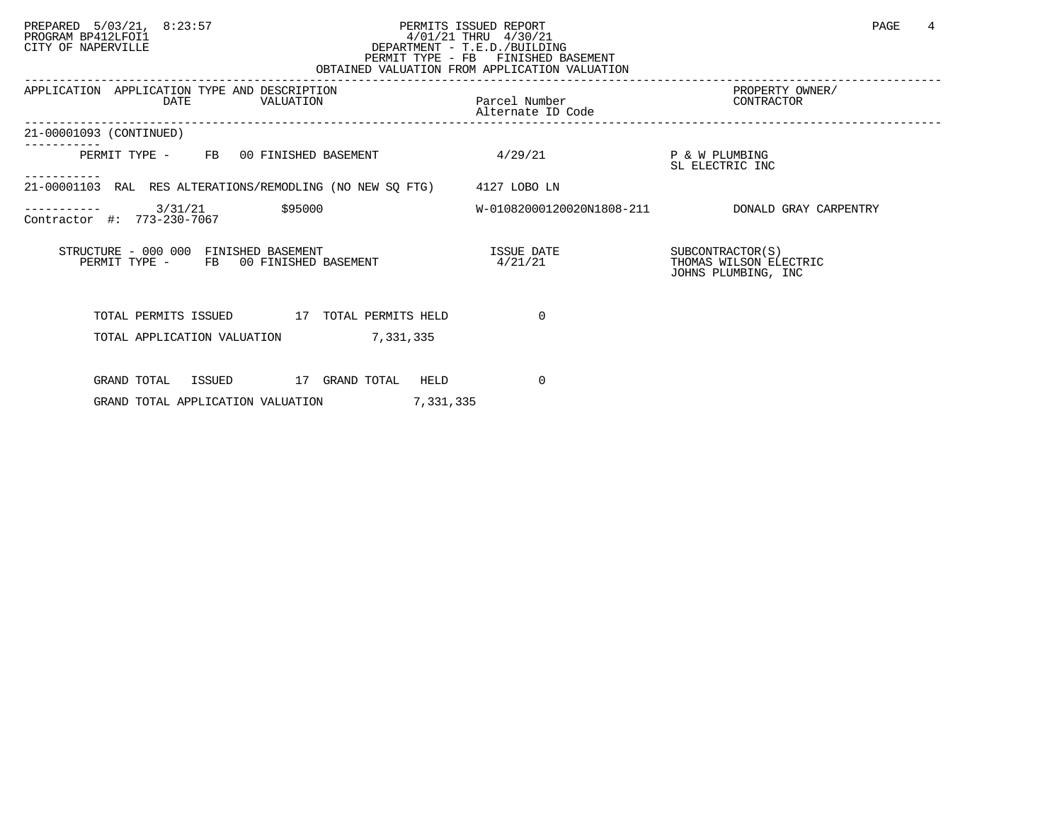PERMITS ISSUED REPORT
4/01/21 THRU 4/30/21
DEPARTMENT - T.E.D./BUILDING
PERMIT TYPE - FB FINISHED BASEMENT
OBTAINED VALUATION FROM APPLICATION VALUATION

PREPARED 5/03/21, 8:23:57
PROGRAM BP412LFOI1
CITY OF NAPERVILLE

| APPLICATION | APPLICATION TYPE AND DESCRIPTION / DATE | VALUATION | Parcel Number / Alternate ID Code | PROPERTY OWNER/ CONTRACTOR |
|---|---|---|---|---|
| 21-00001093 (CONTINUED) | | | | |
| | PERMIT TYPE - FB 00 FINISHED BASEMENT | | 4/29/21 | P & W PLUMBING<br>SL ELECTRIC INC |
| 21-00001103 | RAL RES ALTERATIONS/REMODLING (NO NEW SQ FTG) | | 4127 LOBO LN | |
| | 3/31/21 | $95000 | W-01082000120020N1808-211 | DONALD GRAY CARPENTRY |
| Contractor #: 773-230-7067 | | | | |
| | STRUCTURE - 000 000 FINISHED BASEMENT<br>PERMIT TYPE - FB 00 FINISHED BASEMENT | | ISSUE DATE<br>4/21/21 | SUBCONTRACTOR(S)<br>THOMAS WILSON ELECTRIC<br>JOHNS PLUMBING, INC |

TOTAL PERMITS ISSUED 17 TOTAL PERMITS HELD 0

TOTAL APPLICATION VALUATION 7,331,335

GRAND TOTAL ISSUED 17 GRAND TOTAL HELD 0

GRAND TOTAL APPLICATION VALUATION 7,331,335